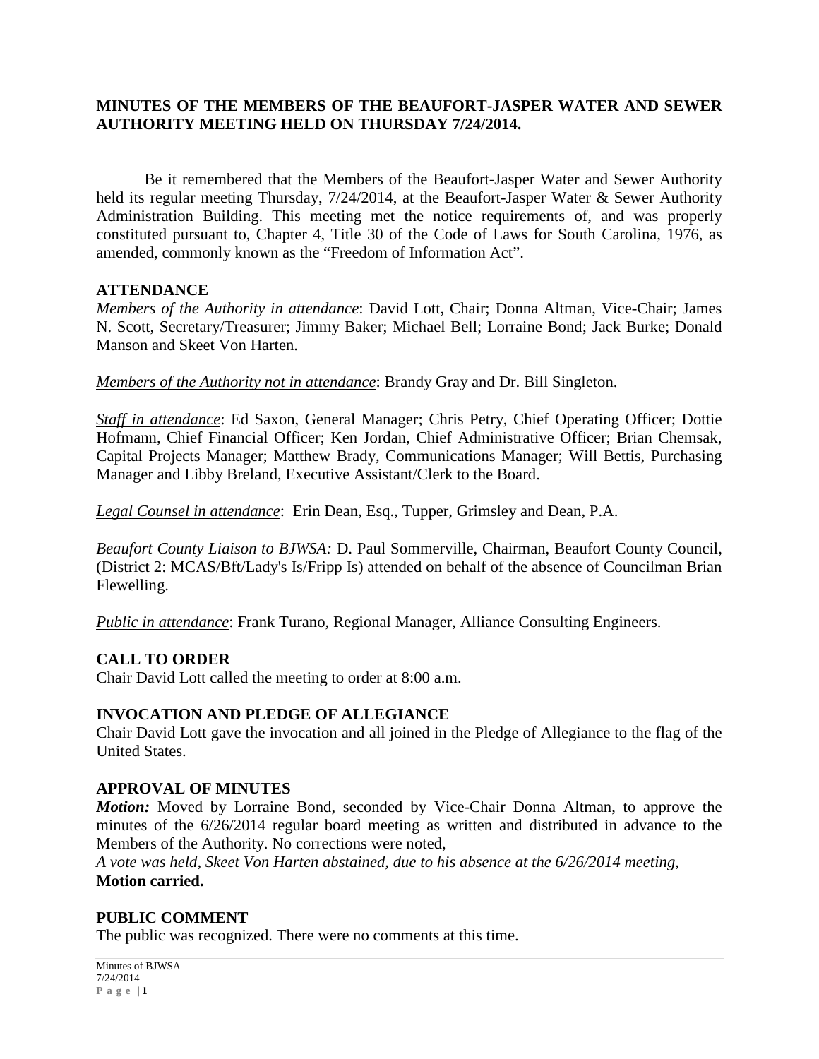**MINUTES OF THE MEMBERS OF THE BEAUFORT-JASPER WATER AND SEWER AUTHORITY MEETING HELD ON THURSDAY 7/24/2014.**

Be it remembered that the Members of the Beaufort-Jasper Water and Sewer Authority held its regular meeting Thursday, 7/24/2014, at the Beaufort-Jasper Water & Sewer Authority Administration Building. This meeting met the notice requirements of, and was properly constituted pursuant to, Chapter 4, Title 30 of the Code of Laws for South Carolina, 1976, as amended, commonly known as the "Freedom of Information Act".

## ATTENDANCE

*Members of the Authority in attendance*: David Lott, Chair; Donna Altman, Vice-Chair; James N. Scott, Secretary/Treasurer; Jimmy Baker; Michael Bell; Lorraine Bond; Jack Burke; Donald Manson and Skeet Von Harten.

*Members of the Authority not in attendance*: Brandy Gray and Dr. Bill Singleton.

*Staff in attendance*: Ed Saxon, General Manager; Chris Petry, Chief Operating Officer; Dottie Hofmann, Chief Financial Officer; Ken Jordan, Chief Administrative Officer; Brian Chemsak, Capital Projects Manager; Matthew Brady, Communications Manager; Will Bettis, Purchasing Manager and Libby Breland, Executive Assistant/Clerk to the Board.

*Legal Counsel in attendance*: Erin Dean, Esq., Tupper, Grimsley and Dean, P.A.

*Beaufort County Liaison to BJWSA:* D. Paul Sommerville, Chairman, Beaufort County Council, (District 2: MCAS/Bft/Lady's Is/Fripp Is) attended on behalf of the absence of Councilman Brian Flewelling.

*Public in attendance*: Frank Turano, Regional Manager, Alliance Consulting Engineers.

## CALL TO ORDER

Chair David Lott called the meeting to order at 8:00 a.m.

## INVOCATION AND PLEDGE OF ALLEGIANCE

Chair David Lott gave the invocation and all joined in the Pledge of Allegiance to the flag of the United States.

## APPROVAL OF MINUTES

***Motion:*** Moved by Lorraine Bond, seconded by Vice-Chair Donna Altman, to approve the minutes of the 6/26/2014 regular board meeting as written and distributed in advance to the Members of the Authority. No corrections were noted,

*A vote was held, Skeet Von Harten abstained, due to his absence at the 6/26/2014 meeting,*
**Motion carried.**

## PUBLIC COMMENT

The public was recognized. There were no comments at this time.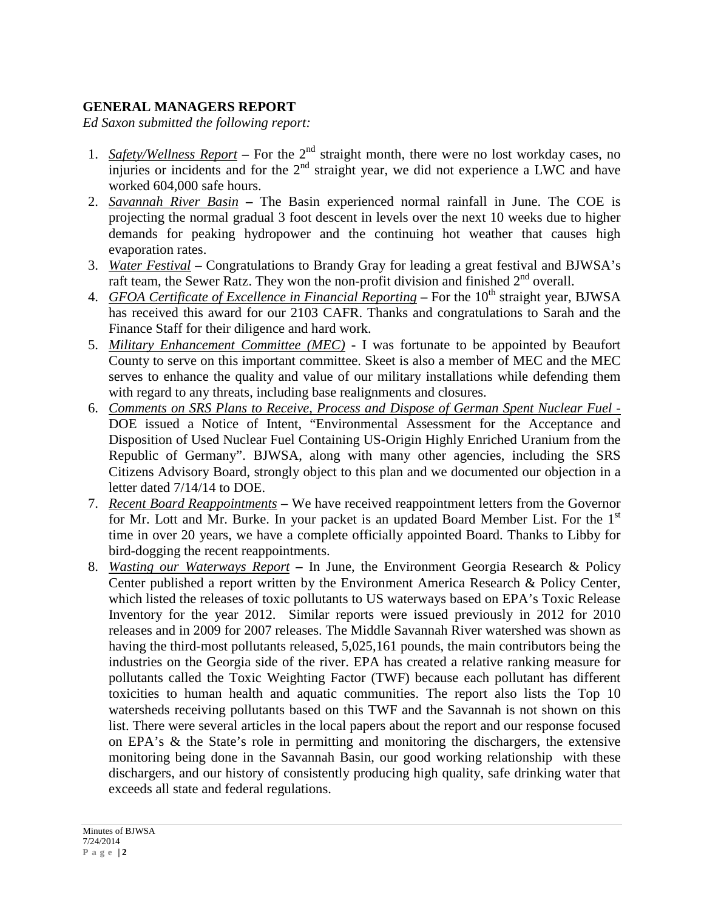## GENERAL MANAGERS REPORT

*Ed Saxon submitted the following report:*

1. *Safety/Wellness Report* **–** For the 2nd straight month, there were no lost workday cases, no injuries or incidents and for the 2nd straight year, we did not experience a LWC and have worked 604,000 safe hours.
2. *Savannah River Basin* **–** The Basin experienced normal rainfall in June. The COE is projecting the normal gradual 3 foot descent in levels over the next 10 weeks due to higher demands for peaking hydropower and the continuing hot weather that causes high evaporation rates.
3. *Water Festival* **–** Congratulations to Brandy Gray for leading a great festival and BJWSA's raft team, the Sewer Ratz. They won the non-profit division and finished 2nd overall.
4. *GFOA Certificate of Excellence in Financial Reporting* **–** For the 10th straight year, BJWSA has received this award for our 2103 CAFR. Thanks and congratulations to Sarah and the Finance Staff for their diligence and hard work.
5. *Military Enhancement Committee (MEC)* - I was fortunate to be appointed by Beaufort County to serve on this important committee. Skeet is also a member of MEC and the MEC serves to enhance the quality and value of our military installations while defending them with regard to any threats, including base realignments and closures.
6. *Comments on SRS Plans to Receive, Process and Dispose of German Spent Nuclear Fuel* - DOE issued a Notice of Intent, "Environmental Assessment for the Acceptance and Disposition of Used Nuclear Fuel Containing US-Origin Highly Enriched Uranium from the Republic of Germany". BJWSA, along with many other agencies, including the SRS Citizens Advisory Board, strongly object to this plan and we documented our objection in a letter dated 7/14/14 to DOE.
7. *Recent Board Reappointments* **–** We have received reappointment letters from the Governor for Mr. Lott and Mr. Burke. In your packet is an updated Board Member List. For the 1st time in over 20 years, we have a complete officially appointed Board. Thanks to Libby for bird-dogging the recent reappointments.
8. *Wasting our Waterways Report* **–** In June, the Environment Georgia Research & Policy Center published a report written by the Environment America Research & Policy Center, which listed the releases of toxic pollutants to US waterways based on EPA's Toxic Release Inventory for the year 2012. Similar reports were issued previously in 2012 for 2010 releases and in 2009 for 2007 releases. The Middle Savannah River watershed was shown as having the third-most pollutants released, 5,025,161 pounds, the main contributors being the industries on the Georgia side of the river. EPA has created a relative ranking measure for pollutants called the Toxic Weighting Factor (TWF) because each pollutant has different toxicities to human health and aquatic communities. The report also lists the Top 10 watersheds receiving pollutants based on this TWF and the Savannah is not shown on this list. There were several articles in the local papers about the report and our response focused on EPA's & the State's role in permitting and monitoring the dischargers, the extensive monitoring being done in the Savannah Basin, our good working relationship with these dischargers, and our history of consistently producing high quality, safe drinking water that exceeds all state and federal regulations.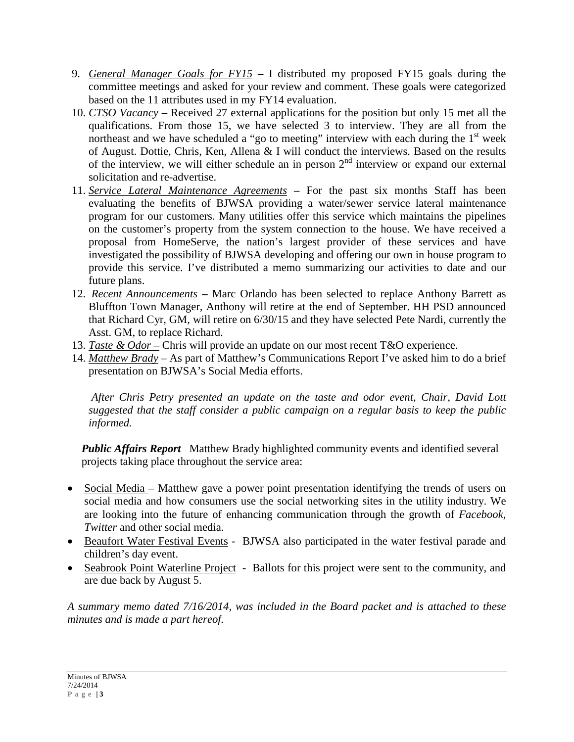9. *General Manager Goals for FY15* **–** I distributed my proposed FY15 goals during the committee meetings and asked for your review and comment. These goals were categorized based on the 11 attributes used in my FY14 evaluation.
10. *CTSO Vacancy* **–** Received 27 external applications for the position but only 15 met all the qualifications. From those 15, we have selected 3 to interview. They are all from the northeast and we have scheduled a "go to meeting" interview with each during the 1st week of August. Dottie, Chris, Ken, Allena & I will conduct the interviews. Based on the results of the interview, we will either schedule an in person 2nd interview or expand our external solicitation and re-advertise.
11. *Service Lateral Maintenance Agreements* **–** For the past six months Staff has been evaluating the benefits of BJWSA providing a water/sewer service lateral maintenance program for our customers. Many utilities offer this service which maintains the pipelines on the customer's property from the system connection to the house. We have received a proposal from HomeServe, the nation's largest provider of these services and have investigated the possibility of BJWSA developing and offering our own in house program to provide this service. I've distributed a memo summarizing our activities to date and our future plans.
12. *Recent Announcements* **–** Marc Orlando has been selected to replace Anthony Barrett as Bluffton Town Manager, Anthony will retire at the end of September. HH PSD announced that Richard Cyr, GM, will retire on 6/30/15 and they have selected Pete Nardi, currently the Asst. GM, to replace Richard.
13. *Taste & Odor* – Chris will provide an update on our most recent T&O experience.
14. *Matthew Brady* – As part of Matthew's Communications Report I've asked him to do a brief presentation on BJWSA's Social Media efforts.

*After Chris Petry presented an update on the taste and odor event, Chair, David Lott suggested that the staff consider a public campaign on a regular basis to keep the public informed.*

***Public Affairs Report*** Matthew Brady highlighted community events and identified several projects taking place throughout the service area:

- Social Media – Matthew gave a power point presentation identifying the trends of users on social media and how consumers use the social networking sites in the utility industry. We are looking into the future of enhancing communication through the growth of *Facebook*, *Twitter* and other social media.
- Beaufort Water Festival Events - BJWSA also participated in the water festival parade and children's day event.
- Seabrook Point Waterline Project - Ballots for this project were sent to the community, and are due back by August 5.

*A summary memo dated 7/16/2014, was included in the Board packet and is attached to these minutes and is made a part hereof.*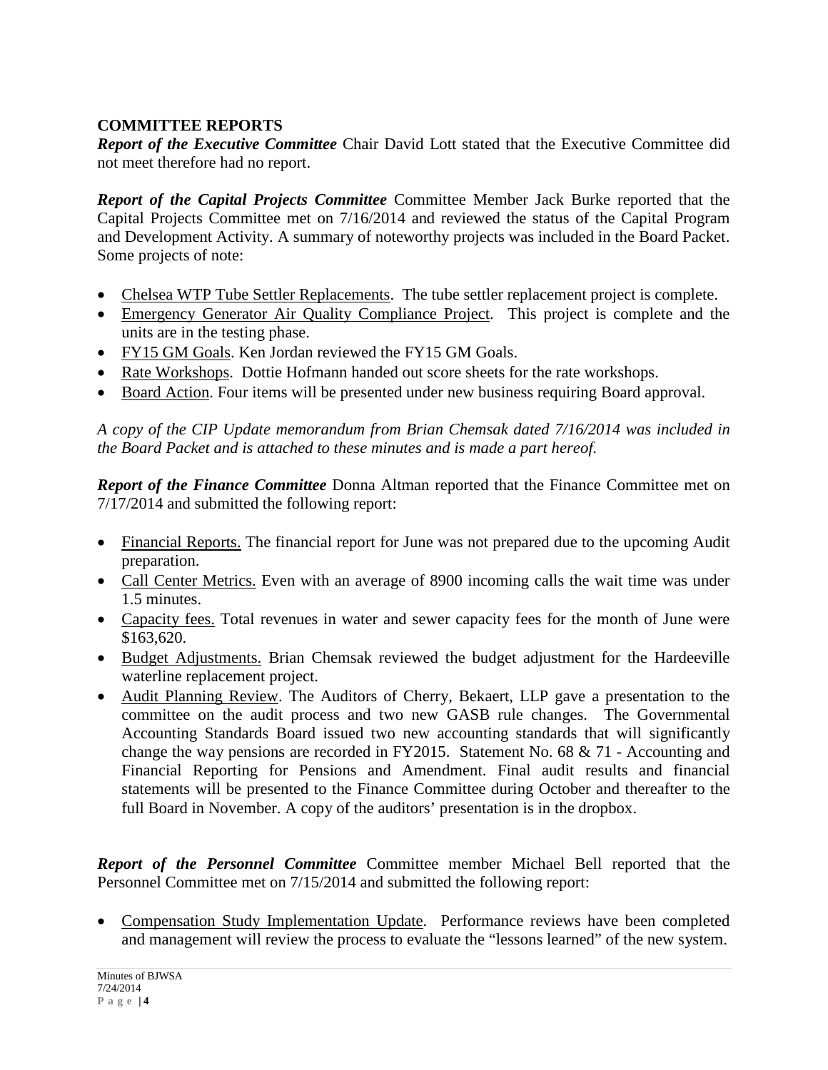**COMMITTEE REPORTS**

***Report of the Executive Committee*** Chair David Lott stated that the Executive Committee did not meet therefore had no report.

***Report of the Capital Projects Committee*** Committee Member Jack Burke reported that the Capital Projects Committee met on 7/16/2014 and reviewed the status of the Capital Program and Development Activity. A summary of noteworthy projects was included in the Board Packet. Some projects of note:

- <u>Chelsea WTP Tube Settler Replacements</u>. The tube settler replacement project is complete.
- <u>Emergency Generator Air Quality Compliance Project</u>. This project is complete and the units are in the testing phase.
- <u>FY15 GM Goals</u>. Ken Jordan reviewed the FY15 GM Goals.
- <u>Rate Workshops</u>. Dottie Hofmann handed out score sheets for the rate workshops.
- <u>Board Action</u>. Four items will be presented under new business requiring Board approval.

*A copy of the CIP Update memorandum from Brian Chemsak dated 7/16/2014 was included in the Board Packet and is attached to these minutes and is made a part hereof.*

***Report of the Finance Committee*** Donna Altman reported that the Finance Committee met on 7/17/2014 and submitted the following report:

- <u>Financial Reports.</u> The financial report for June was not prepared due to the upcoming Audit preparation.
- <u>Call Center Metrics.</u> Even with an average of 8900 incoming calls the wait time was under 1.5 minutes.
- <u>Capacity fees.</u> Total revenues in water and sewer capacity fees for the month of June were $163,620.
- <u>Budget Adjustments.</u> Brian Chemsak reviewed the budget adjustment for the Hardeeville waterline replacement project.
- <u>Audit Planning Review</u>. The Auditors of Cherry, Bekaert, LLP gave a presentation to the committee on the audit process and two new GASB rule changes. The Governmental Accounting Standards Board issued two new accounting standards that will significantly change the way pensions are recorded in FY2015. Statement No. 68 & 71 - Accounting and Financial Reporting for Pensions and Amendment. Final audit results and financial statements will be presented to the Finance Committee during October and thereafter to the full Board in November. A copy of the auditors' presentation is in the dropbox.

***Report of the Personnel Committee*** Committee member Michael Bell reported that the Personnel Committee met on 7/15/2014 and submitted the following report:

- <u>Compensation Study Implementation Update</u>. Performance reviews have been completed and management will review the process to evaluate the "lessons learned" of the new system.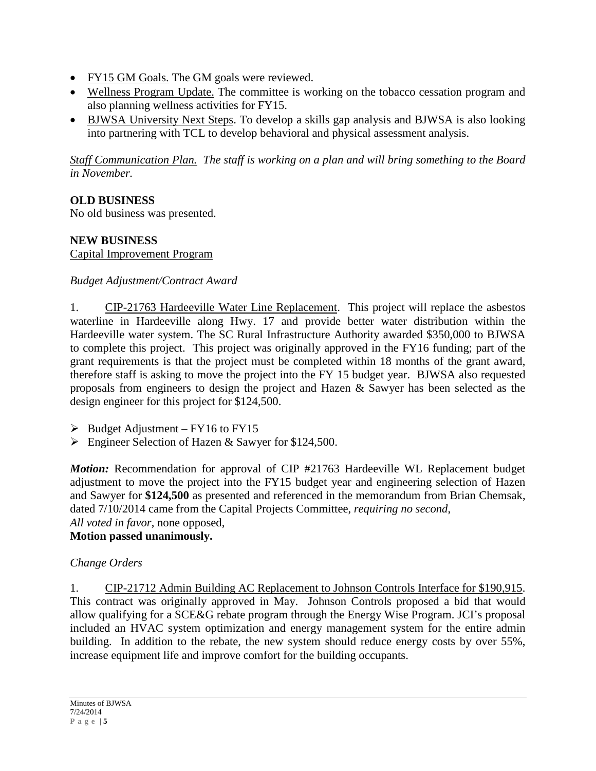- FY15 GM Goals. The GM goals were reviewed.
- Wellness Program Update. The committee is working on the tobacco cessation program and also planning wellness activities for FY15.
- BJWSA University Next Steps. To develop a skills gap analysis and BJWSA is also looking into partnering with TCL to develop behavioral and physical assessment analysis.

*Staff Communication Plan. The staff is working on a plan and will bring something to the Board in November.*

**OLD BUSINESS**
No old business was presented.

**NEW BUSINESS**
Capital Improvement Program

*Budget Adjustment/Contract Award*

1. CIP-21763 Hardeeville Water Line Replacement. This project will replace the asbestos waterline in Hardeeville along Hwy. 17 and provide better water distribution within the Hardeeville water system. The SC Rural Infrastructure Authority awarded $350,000 to BJWSA to complete this project. This project was originally approved in the FY16 funding; part of the grant requirements is that the project must be completed within 18 months of the grant award, therefore staff is asking to move the project into the FY 15 budget year. BJWSA also requested proposals from engineers to design the project and Hazen & Sawyer has been selected as the design engineer for this project for $124,500.

- Budget Adjustment – FY16 to FY15
- Engineer Selection of Hazen & Sawyer for $124,500.

***Motion:*** Recommendation for approval of CIP #21763 Hardeeville WL Replacement budget adjustment to move the project into the FY15 budget year and engineering selection of Hazen and Sawyer for **$124,500** as presented and referenced in the memorandum from Brian Chemsak, dated 7/10/2014 came from the Capital Projects Committee, *requiring no second*,
*All voted in favor*, none opposed,
**Motion passed unanimously.**

*Change Orders*

1. CIP-21712 Admin Building AC Replacement to Johnson Controls Interface for $190,915. This contract was originally approved in May. Johnson Controls proposed a bid that would allow qualifying for a SCE&G rebate program through the Energy Wise Program. JCI's proposal included an HVAC system optimization and energy management system for the entire admin building. In addition to the rebate, the new system should reduce energy costs by over 55%, increase equipment life and improve comfort for the building occupants.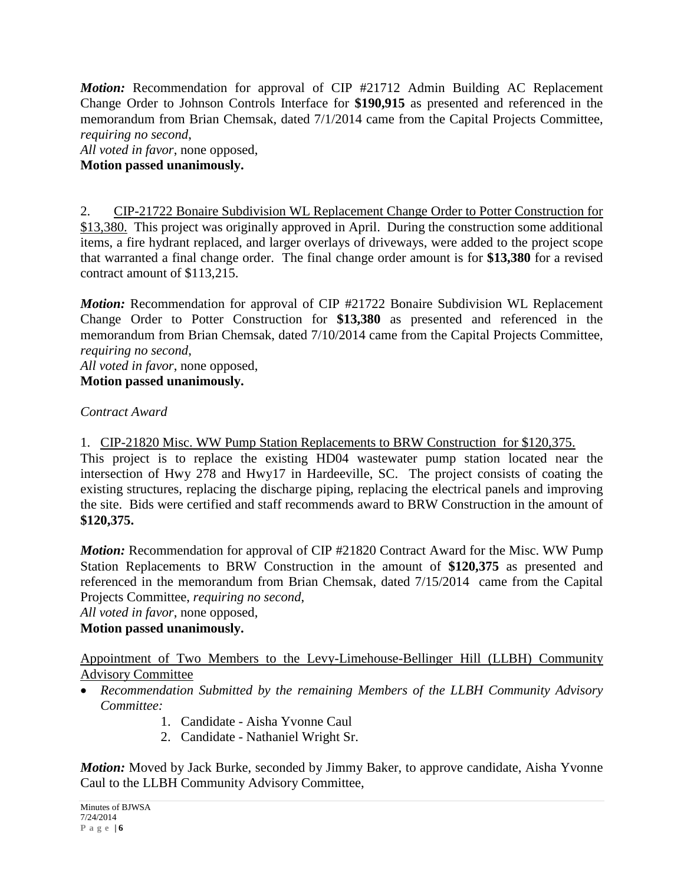***Motion:*** Recommendation for approval of CIP #21712 Admin Building AC Replacement Change Order to Johnson Controls Interface for **$190,915** as presented and referenced in the memorandum from Brian Chemsak, dated 7/1/2014 came from the Capital Projects Committee, *requiring no second*,
*All voted in favor*, none opposed,
**Motion passed unanimously.**

2. <u>CIP-21722 Bonaire Subdivision WL Replacement Change Order to Potter Construction for $13,380.</u> This project was originally approved in April. During the construction some additional items, a fire hydrant replaced, and larger overlays of driveways, were added to the project scope that warranted a final change order. The final change order amount is for **$13,380** for a revised contract amount of $113,215.

***Motion:*** Recommendation for approval of CIP #21722 Bonaire Subdivision WL Replacement Change Order to Potter Construction for **$13,380** as presented and referenced in the memorandum from Brian Chemsak, dated 7/10/2014 came from the Capital Projects Committee, *requiring no second*,
*All voted in favor*, none opposed,
**Motion passed unanimously.**

*Contract Award*

1. <u>CIP-21820 Misc. WW Pump Station Replacements to BRW Construction for $120,375.</u>
This project is to replace the existing HD04 wastewater pump station located near the intersection of Hwy 278 and Hwy17 in Hardeeville, SC. The project consists of coating the existing structures, replacing the discharge piping, replacing the electrical panels and improving the site. Bids were certified and staff recommends award to BRW Construction in the amount of **$120,375.**

***Motion:*** Recommendation for approval of CIP #21820 Contract Award for the Misc. WW Pump Station Replacements to BRW Construction in the amount of **$120,375** as presented and referenced in the memorandum from Brian Chemsak, dated 7/15/2014 came from the Capital Projects Committee, *requiring no second*,
*All voted in favor*, none opposed,
**Motion passed unanimously.**

<u>Appointment of Two Members to the Levy-Limehouse-Bellinger Hill (LLBH) Community Advisory Committee</u>

- *Recommendation Submitted by the remaining Members of the LLBH Community Advisory Committee:*
    1. Candidate - Aisha Yvonne Caul
    2. Candidate - Nathaniel Wright Sr.

***Motion:*** Moved by Jack Burke, seconded by Jimmy Baker, to approve candidate, Aisha Yvonne Caul to the LLBH Community Advisory Committee,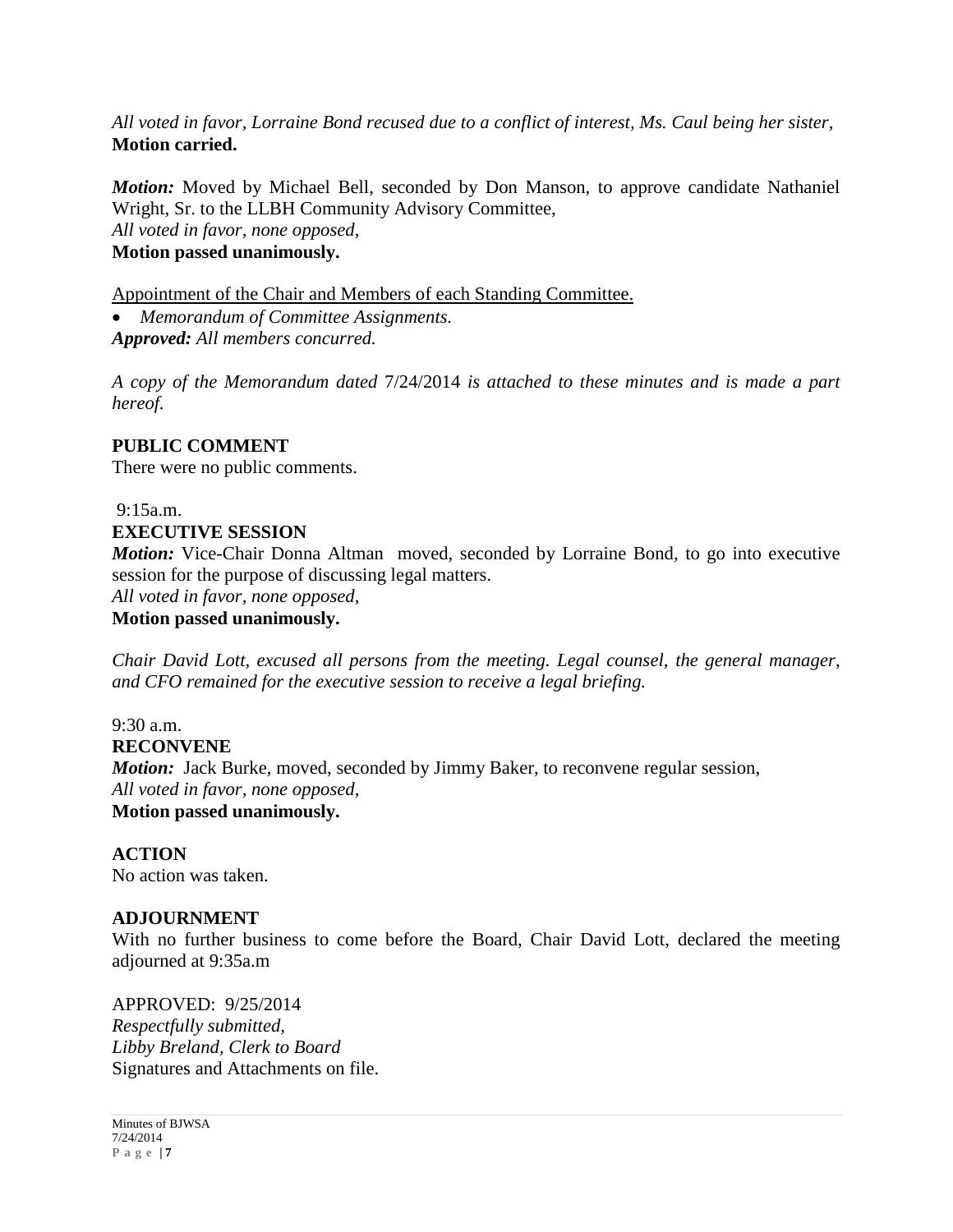*All voted in favor, Lorraine Bond recused due to a conflict of interest, Ms. Caul being her sister,*
**Motion carried.**

***Motion:*** Moved by Michael Bell, seconded by Don Manson, to approve candidate Nathaniel Wright, Sr. to the LLBH Community Advisory Committee,
*All voted in favor, none opposed,*
**Motion passed unanimously.**

Appointment of the Chair and Members of each Standing Committee.

- *Memorandum of Committee Assignments.*

***Approved:*** *All members concurred.*

*A copy of the Memorandum dated* 7/24/2014 *is attached to these minutes and is made a part hereof.*

**PUBLIC COMMENT**

There were no public comments.

9:15a.m.

**EXECUTIVE SESSION**

***Motion:*** Vice-Chair Donna Altman moved, seconded by Lorraine Bond, to go into executive session for the purpose of discussing legal matters.
*All voted in favor, none opposed,*
**Motion passed unanimously.**

*Chair David Lott, excused all persons from the meeting. Legal counsel, the general manager, and CFO remained for the executive session to receive a legal briefing.*

9:30 a.m.

**RECONVENE**

***Motion:*** Jack Burke, moved, seconded by Jimmy Baker, to reconvene regular session,
*All voted in favor, none opposed,*
**Motion passed unanimously.**

**ACTION**

No action was taken.

**ADJOURNMENT**

With no further business to come before the Board, Chair David Lott, declared the meeting adjourned at 9:35a.m

APPROVED: 9/25/2014
*Respectfully submitted,*
*Libby Breland, Clerk to Board*
Signatures and Attachments on file.